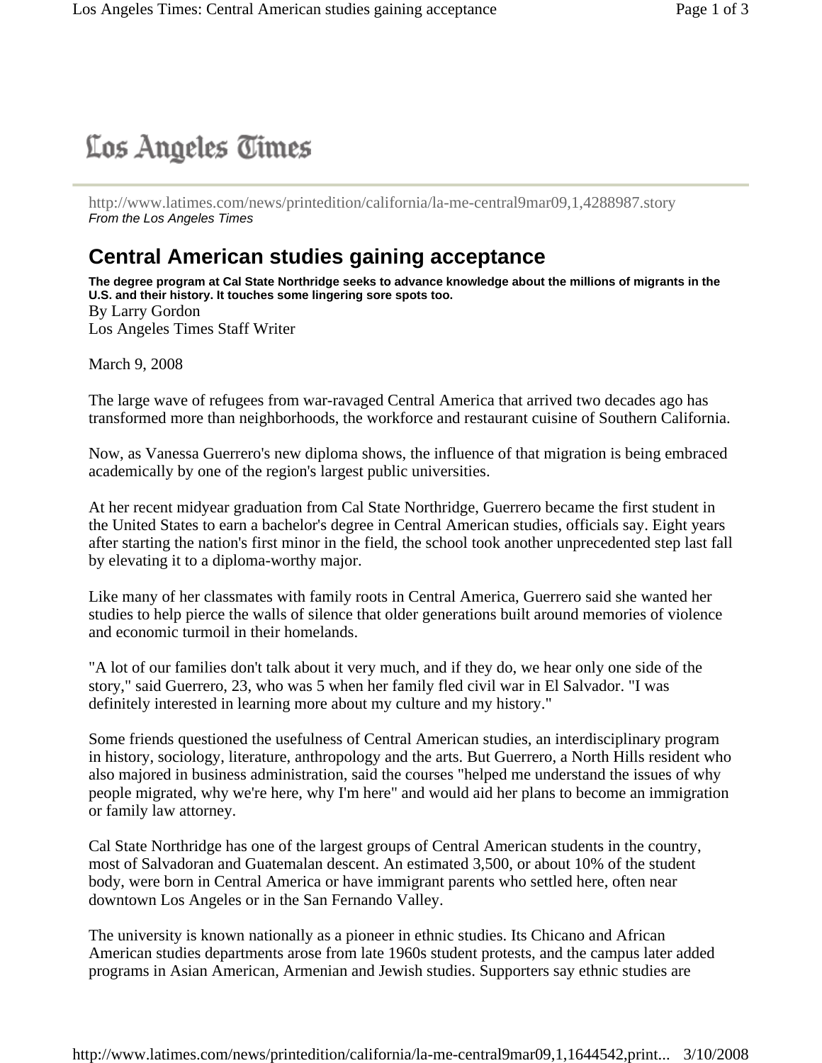# Los Angeles Times

http://www.latimes.com/news/printedition/california/la-me-central9mar09,1,4288987.story
*From the Los Angeles Times*

## Central American studies gaining acceptance

**The degree program at Cal State Northridge seeks to advance knowledge about the millions of migrants in the U.S. and their history. It touches some lingering sore spots too.**

By Larry Gordon
Los Angeles Times Staff Writer

March 9, 2008

The large wave of refugees from war-ravaged Central America that arrived two decades ago has transformed more than neighborhoods, the workforce and restaurant cuisine of Southern California.

Now, as Vanessa Guerrero's new diploma shows, the influence of that migration is being embraced academically by one of the region's largest public universities.

At her recent midyear graduation from Cal State Northridge, Guerrero became the first student in the United States to earn a bachelor's degree in Central American studies, officials say. Eight years after starting the nation's first minor in the field, the school took another unprecedented step last fall by elevating it to a diploma-worthy major.

Like many of her classmates with family roots in Central America, Guerrero said she wanted her studies to help pierce the walls of silence that older generations built around memories of violence and economic turmoil in their homelands.

"A lot of our families don't talk about it very much, and if they do, we hear only one side of the story," said Guerrero, 23, who was 5 when her family fled civil war in El Salvador. "I was definitely interested in learning more about my culture and my history."

Some friends questioned the usefulness of Central American studies, an interdisciplinary program in history, sociology, literature, anthropology and the arts. But Guerrero, a North Hills resident who also majored in business administration, said the courses "helped me understand the issues of why people migrated, why we're here, why I'm here" and would aid her plans to become an immigration or family law attorney.

Cal State Northridge has one of the largest groups of Central American students in the country, most of Salvadoran and Guatemalan descent. An estimated 3,500, or about 10% of the student body, were born in Central America or have immigrant parents who settled here, often near downtown Los Angeles or in the San Fernando Valley.

The university is known nationally as a pioneer in ethnic studies. Its Chicano and African American studies departments arose from late 1960s student protests, and the campus later added programs in Asian American, Armenian and Jewish studies. Supporters say ethnic studies are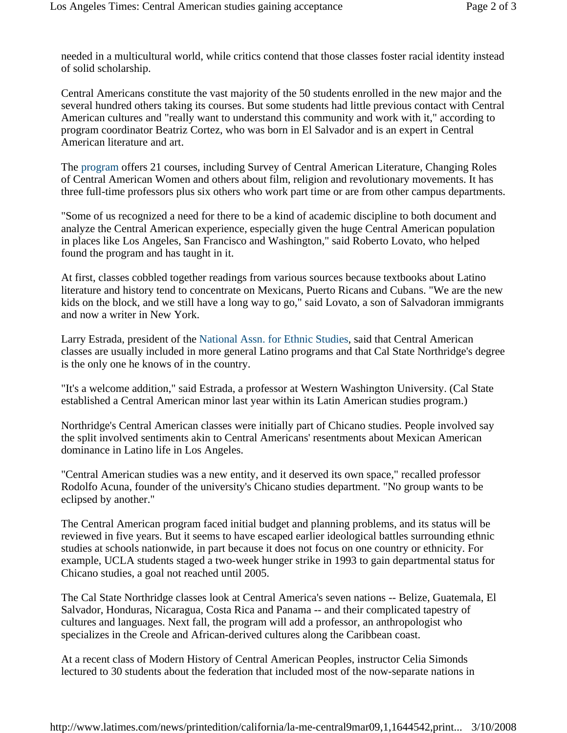needed in a multicultural world, while critics contend that those classes foster racial identity instead of solid scholarship.

Central Americans constitute the vast majority of the 50 students enrolled in the new major and the several hundred others taking its courses. But some students had little previous contact with Central American cultures and "really want to understand this community and work with it," according to program coordinator Beatriz Cortez, who was born in El Salvador and is an expert in Central American literature and art.

The program offers 21 courses, including Survey of Central American Literature, Changing Roles of Central American Women and others about film, religion and revolutionary movements. It has three full-time professors plus six others who work part time or are from other campus departments.

"Some of us recognized a need for there to be a kind of academic discipline to both document and analyze the Central American experience, especially given the huge Central American population in places like Los Angeles, San Francisco and Washington," said Roberto Lovato, who helped found the program and has taught in it.

At first, classes cobbled together readings from various sources because textbooks about Latino literature and history tend to concentrate on Mexicans, Puerto Ricans and Cubans. "We are the new kids on the block, and we still have a long way to go," said Lovato, a son of Salvadoran immigrants and now a writer in New York.

Larry Estrada, president of the National Assn. for Ethnic Studies, said that Central American classes are usually included in more general Latino programs and that Cal State Northridge's degree is the only one he knows of in the country.

"It's a welcome addition," said Estrada, a professor at Western Washington University. (Cal State established a Central American minor last year within its Latin American studies program.)

Northridge's Central American classes were initially part of Chicano studies. People involved say the split involved sentiments akin to Central Americans' resentments about Mexican American dominance in Latino life in Los Angeles.

"Central American studies was a new entity, and it deserved its own space," recalled professor Rodolfo Acuna, founder of the university's Chicano studies department. "No group wants to be eclipsed by another."

The Central American program faced initial budget and planning problems, and its status will be reviewed in five years. But it seems to have escaped earlier ideological battles surrounding ethnic studies at schools nationwide, in part because it does not focus on one country or ethnicity. For example, UCLA students staged a two-week hunger strike in 1993 to gain departmental status for Chicano studies, a goal not reached until 2005.

The Cal State Northridge classes look at Central America's seven nations -- Belize, Guatemala, El Salvador, Honduras, Nicaragua, Costa Rica and Panama -- and their complicated tapestry of cultures and languages. Next fall, the program will add a professor, an anthropologist who specializes in the Creole and African-derived cultures along the Caribbean coast.

At a recent class of Modern History of Central American Peoples, instructor Celia Simonds lectured to 30 students about the federation that included most of the now-separate nations in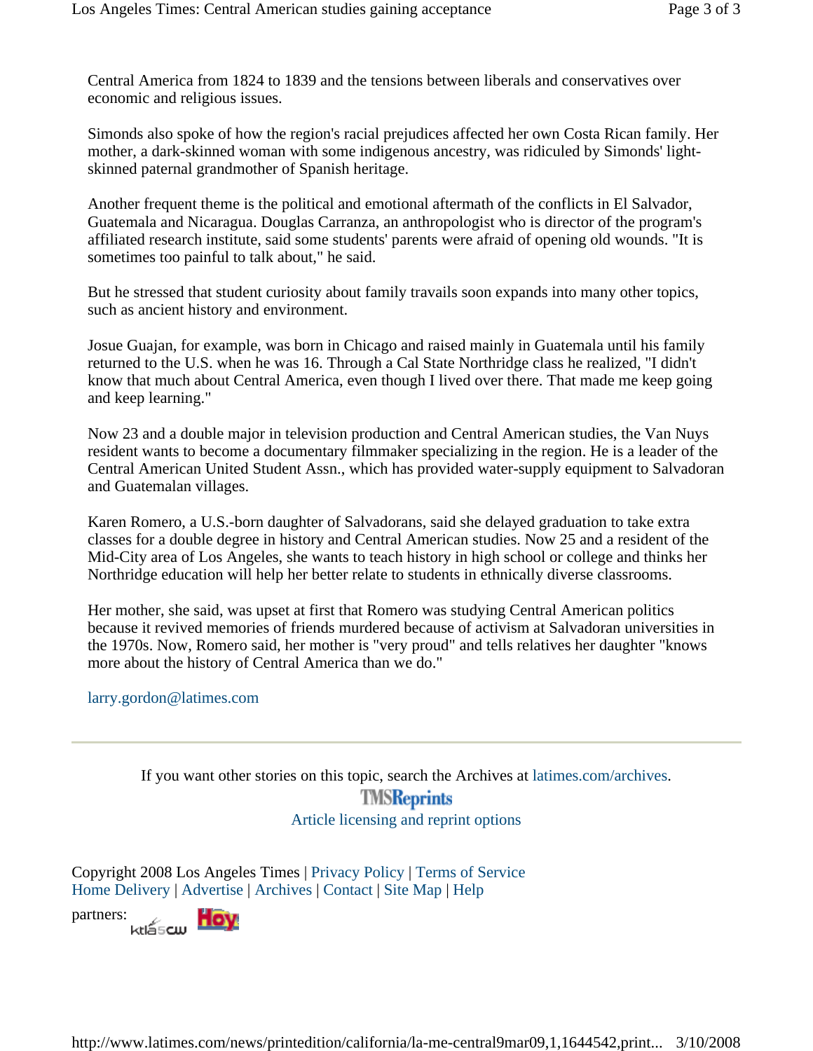Central America from 1824 to 1839 and the tensions between liberals and conservatives over economic and religious issues.

Simonds also spoke of how the region's racial prejudices affected her own Costa Rican family. Her mother, a dark-skinned woman with some indigenous ancestry, was ridiculed by Simonds' light-skinned paternal grandmother of Spanish heritage.

Another frequent theme is the political and emotional aftermath of the conflicts in El Salvador, Guatemala and Nicaragua. Douglas Carranza, an anthropologist who is director of the program's affiliated research institute, said some students' parents were afraid of opening old wounds. "It is sometimes too painful to talk about," he said.

But he stressed that student curiosity about family travails soon expands into many other topics, such as ancient history and environment.

Josue Guajan, for example, was born in Chicago and raised mainly in Guatemala until his family returned to the U.S. when he was 16. Through a Cal State Northridge class he realized, "I didn't know that much about Central America, even though I lived over there. That made me keep going and keep learning."

Now 23 and a double major in television production and Central American studies, the Van Nuys resident wants to become a documentary filmmaker specializing in the region. He is a leader of the Central American United Student Assn., which has provided water-supply equipment to Salvadoran and Guatemalan villages.

Karen Romero, a U.S.-born daughter of Salvadorans, said she delayed graduation to take extra classes for a double degree in history and Central American studies. Now 25 and a resident of the Mid-City area of Los Angeles, she wants to teach history in high school or college and thinks her Northridge education will help her better relate to students in ethnically diverse classrooms.

Her mother, she said, was upset at first that Romero was studying Central American politics because it revived memories of friends murdered because of activism at Salvadoran universities in the 1970s. Now, Romero said, her mother is "very proud" and tells relatives her daughter "knows more about the history of Central America than we do."

larry.gordon@latimes.com

---

If you want other stories on this topic, search the Archives at latimes.com/archives.

TMSReprints

Article licensing and reprint options

Copyright 2008 Los Angeles Times | Privacy Policy | Terms of Service
Home Delivery | Advertise | Archives | Contact | Site Map | Help

partners: ktla5CW Hoy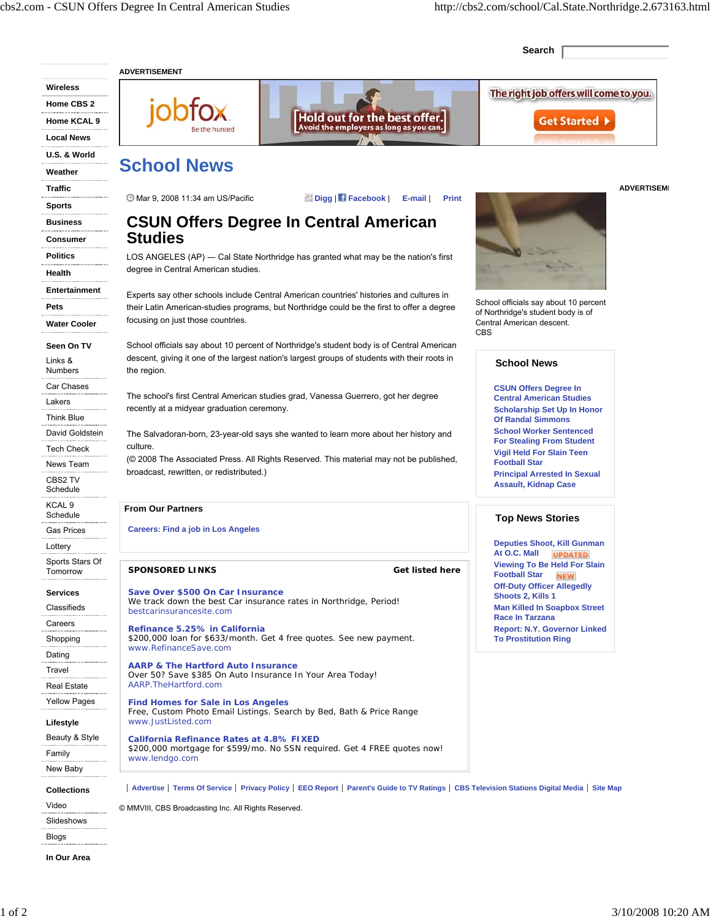Search

- Wireless
- Home CBS 2
- Home KCAL 9
- Local News
- U.S. & World
- Weather
- Traffic
- Sports
- Business
- Consumer
- Politics
- Health
- Entertainment
- Pets
- Water Cooler

**Seen On TV**

- Links & Numbers
- Car Chases
- Lakers
- Think Blue
- David Goldstein
- Tech Check
- News Team
- CBS2 TV Schedule
- KCAL 9 Schedule
- Gas Prices
- Lottery
- Sports Stars Of Tomorrow

**Services**

- Classifieds
- Careers
- Shopping
- Dating
- Travel
- Real Estate
- Yellow Pages

**Lifestyle**

- Beauty & Style
- Family
- New Baby

**Collections**

- Video
- Slideshows
- Blogs

**In Our Area**

ADVERTISEMENT

jobfox Be the hunted — Hold out for the best offer. Avoid the employers as long as you can. — The right job offers will come to you. Get Started

# School News

Mar 9, 2008 11:34 am US/Pacific

Digg | Facebook | E-mail | Print

## CSUN Offers Degree In Central American Studies

LOS ANGELES (AP) — Cal State Northridge has granted what may be the nation's first degree in Central American studies.

Experts say other schools include Central American countries' histories and cultures in their Latin American-studies programs, but Northridge could be the first to offer a degree focusing on just those countries.

School officials say about 10 percent of Northridge's student body is of Central American descent, giving it one of the largest nation's largest groups of students with their roots in the region.

The school's first Central American studies grad, Vanessa Guerrero, got her degree recently at a midyear graduation ceremony.

The Salvadoran-born, 23-year-old says she wanted to learn more about her history and culture.

(© 2008 The Associated Press. All Rights Reserved. This material may not be published, broadcast, rewritten, or redistributed.)

School officials say about 10 percent of Northridge's student body is of Central American descent.
CBS

ADVERTISEMENT

### School News

- CSUN Offers Degree In Central American Studies
- Scholarship Set Up In Honor Of Randal Simmons
- School Worker Sentenced For Stealing From Student
- Vigil Held For Slain Teen Football Star
- Principal Arrested In Sexual Assault, Kidnap Case

### Top News Stories

- Deputies Shoot, Kill Gunman At O.C. Mall UPDATED
- Viewing To Be Held For Slain Football Star NEW
- Off-Duty Officer Allegedly Shoots 2, Kills 1
- Man Killed In Soapbox Street Race In Tarzana
- Report: N.Y. Governor Linked To Prostitution Ring

**From Our Partners**

Careers: Find a job in Los Angeles

**SPONSORED LINKS** — Get listed here

**Save Over $500 On Car Insurance**
We track down the best Car insurance rates in Northridge, Period!
bestcarinsurancesite.com

**Refinance 5.25% in California**
$200,000 loan for $633/month. Get 4 free quotes. See new payment.
www.RefinanceSave.com

**AARP & The Hartford Auto Insurance**
Over 50? Save $385 On Auto Insurance In Your Area Today!
AARP.TheHartford.com

**Find Homes for Sale in Los Angeles**
Free, Custom Photo Email Listings. Search by Bed, Bath & Price Range
www.JustListed.com

**California Refinance Rates at 4.8% FIXED**
$200,000 mortgage for $599/mo. No SSN required. Get 4 FREE quotes now!
www.lendgo.com

| Advertise | Terms Of Service | Privacy Policy | EEO Report | Parent's Guide to TV Ratings | CBS Television Stations Digital Media | Site Map

© MMVIII, CBS Broadcasting Inc. All Rights Reserved.